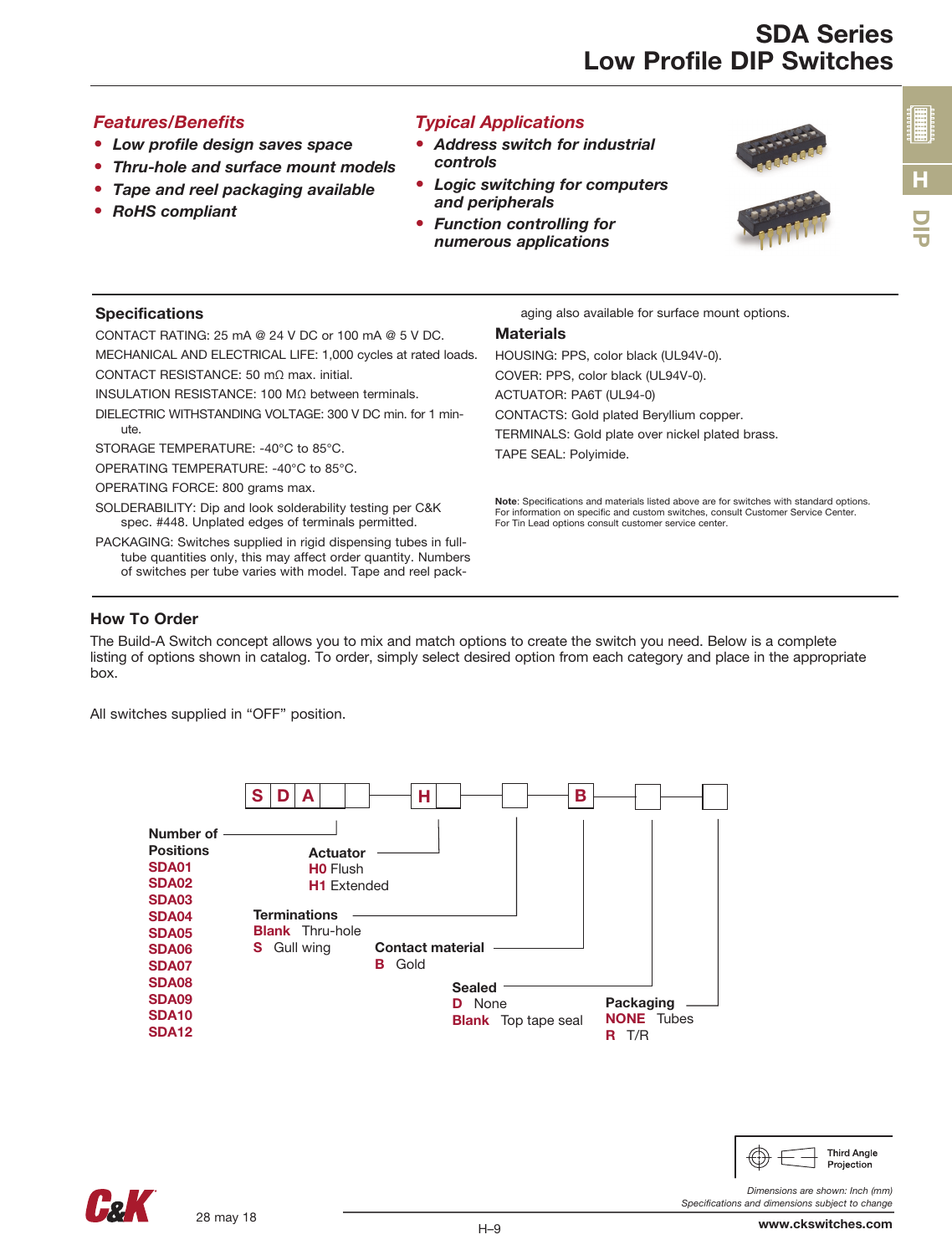# SDA Series
# Low Profile DIP Switches

### *Features/Benefits*

- ***Low profile design saves space***
- ***Thru-hole and surface mount models***
- ***Tape and reel packaging available***
- ***RoHS compliant***

### *Typical Applications*

- ***Address switch for industrial controls***
- ***Logic switching for computers and peripherals***
- ***Function controlling for numerous applications***

## Specifications

CONTACT RATING: 25 mA @ 24 V DC or 100 mA @ 5 V DC.

MECHANICAL AND ELECTRICAL LIFE: 1,000 cycles at rated loads.

CONTACT RESISTANCE: 50 mΩ max. initial.

INSULATION RESISTANCE: 100 MΩ between terminals.

DIELECTRIC WITHSTANDING VOLTAGE: 300 V DC min. for 1 minute.

STORAGE TEMPERATURE: -40°C to 85°C.

OPERATING TEMPERATURE: -40°C to 85°C.

OPERATING FORCE: 800 grams max.

SOLDERABILITY: Dip and look solderability testing per C&K spec. #448. Unplated edges of terminals permitted.

PACKAGING: Switches supplied in rigid dispensing tubes in full-tube quantities only, this may affect order quantity. Numbers of switches per tube varies with model. Tape and reel packaging also available for surface mount options.

## Materials

HOUSING: PPS, color black (UL94V-0).

COVER: PPS, color black (UL94V-0).

ACTUATOR: PA6T (UL94-0)

CONTACTS: Gold plated Beryllium copper.

TERMINALS: Gold plate over nickel plated brass.

TAPE SEAL: Polyimide.

**Note**: Specifications and materials listed above are for switches with standard options. For information on specific and custom switches, consult Customer Service Center. For Tin Lead options consult customer service center.

## How To Order

The Build-A Switch concept allows you to mix and match options to create the switch you need. Below is a complete listing of options shown in catalog. To order, simply select desired option from each category and place in the appropriate box.

All switches supplied in "OFF" position.

S D A [ ] [ ] – H [ ] – [ ] – B – [ ] – [ ]

**Number of Positions**
- SDA01
- SDA02
- SDA03
- SDA04
- SDA05
- SDA06
- SDA07
- SDA08
- SDA09
- SDA10
- SDA12

**Actuator**
- H0 Flush
- H1 Extended

**Terminations**
- Blank Thru-hole
- S Gull wing

**Contact material**
- B Gold

**Sealed**
- D None
- Blank Top tape seal

**Packaging**
- NONE Tubes
- R T/R

Third Angle Projection

*Dimensions are shown: Inch (mm)*
*Specifications and dimensions subject to change*

28 may 18

www.ckswitches.com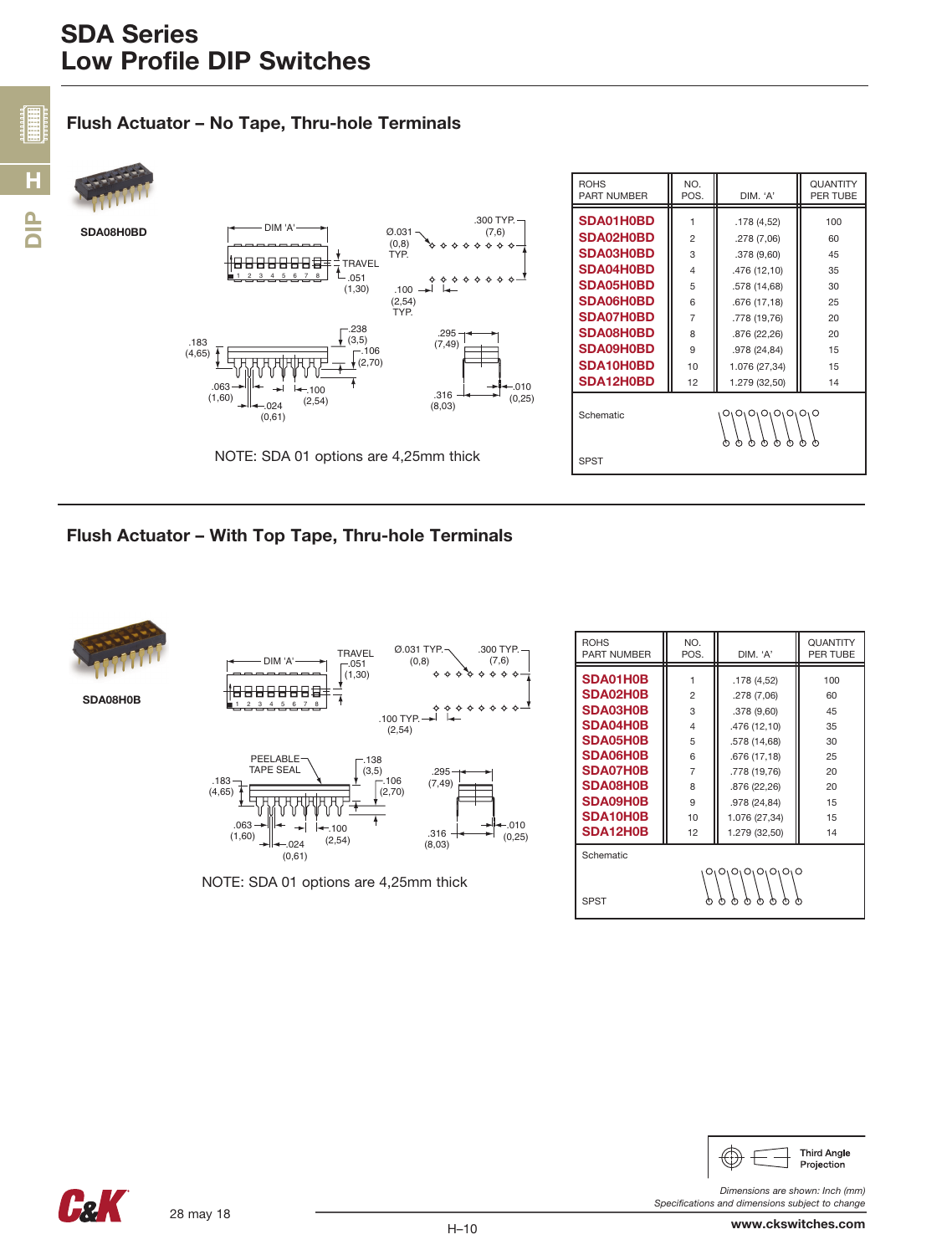# SDA Series
# Low Profile DIP Switches

## Flush Actuator – No Tape, Thru-hole Terminals

SDA08H0BD

DIM 'A'

TRAVEL .051 (1,30)

Ø.031 (0,8) TYP.

.300 TYP. (7,6)

.100 (2,54) TYP.

.238 (3,5)

.183 (4,65)

.106 (2,70)

.295 (7,49)

.063 (1,60)

.100 (2,54)

.024 (0,61)

.316 (8,03)

.010 (0,25)

NOTE: SDA 01 options are 4,25mm thick

| ROHS PART NUMBER | NO. POS. | DIM. 'A' | QUANTITY PER TUBE |
|---|---|---|---|
| **SDA01H0BD** | 1 | .178 (4,52) | 100 |
| **SDA02H0BD** | 2 | .278 (7,06) | 60 |
| **SDA03H0BD** | 3 | .378 (9,60) | 45 |
| **SDA04H0BD** | 4 | .476 (12,10) | 35 |
| **SDA05H0BD** | 5 | .578 (14,68) | 30 |
| **SDA06H0BD** | 6 | .676 (17,18) | 25 |
| **SDA07H0BD** | 7 | .778 (19,76) | 20 |
| **SDA08H0BD** | 8 | .876 (22,26) | 20 |
| **SDA09H0BD** | 9 | .978 (24,84) | 15 |
| **SDA10H0BD** | 10 | 1.076 (27,34) | 15 |
| **SDA12H0BD** | 12 | 1.279 (32,50) | 14 |

Schematic

SPST

## Flush Actuator – With Top Tape, Thru-hole Terminals

SDA08H0B

DIM 'A'

TRAVEL .051 (1,30)

Ø.031 TYP. (0,8)

.300 TYP. (7,6)

.100 TYP. (2,54)

PEELABLE TAPE SEAL

.138 (3,5)

.183 (4,65)

.106 (2,70)

.295 (7,49)

.063 (1,60)

.100 (2,54)

.024 (0,61)

.316 (8,03)

.010 (0,25)

NOTE: SDA 01 options are 4,25mm thick

| ROHS PART NUMBER | NO. POS. | DIM. 'A' | QUANTITY PER TUBE |
|---|---|---|---|
| **SDA01H0B** | 1 | .178 (4,52) | 100 |
| **SDA02H0B** | 2 | .278 (7,06) | 60 |
| **SDA03H0B** | 3 | .378 (9,60) | 45 |
| **SDA04H0B** | 4 | .476 (12,10) | 35 |
| **SDA05H0B** | 5 | .578 (14,68) | 30 |
| **SDA06H0B** | 6 | .676 (17,18) | 25 |
| **SDA07H0B** | 7 | .778 (19,76) | 20 |
| **SDA08H0B** | 8 | .876 (22,26) | 20 |
| **SDA09H0B** | 9 | .978 (24,84) | 15 |
| **SDA10H0B** | 10 | 1.076 (27,34) | 15 |
| **SDA12H0B** | 12 | 1.279 (32,50) | 14 |

Schematic

SPST

Third Angle Projection

*Dimensions are shown: Inch (mm)*
*Specifications and dimensions subject to change*

28 may 18

www.ckswitches.com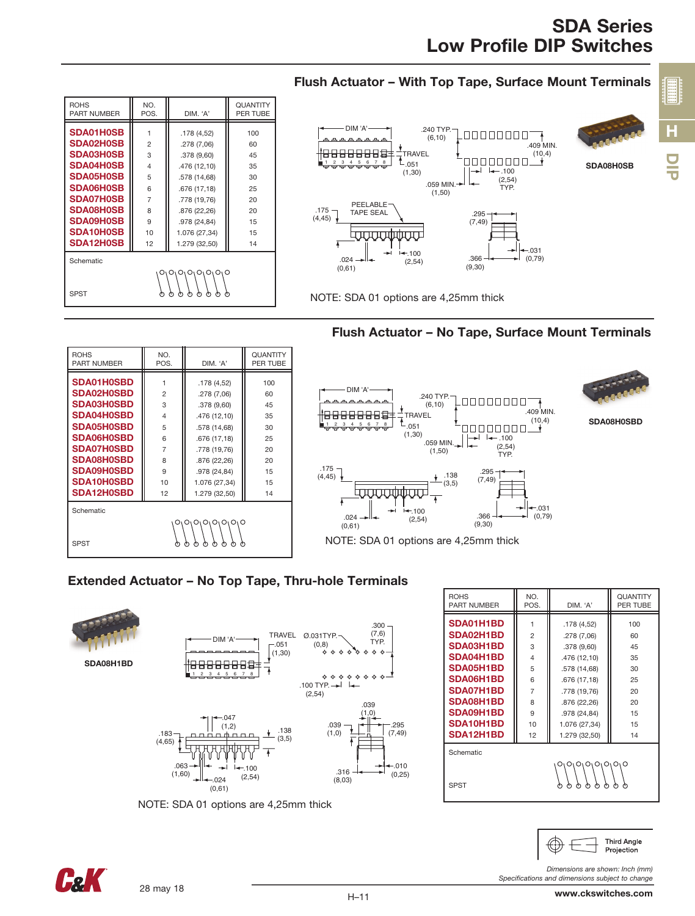# SDA Series
# Low Profile DIP Switches

## Flush Actuator – With Top Tape, Surface Mount Terminals

| ROHS PART NUMBER | NO. POS. | DIM. 'A' | QUANTITY PER TUBE |
|---|---|---|---|
| SDA01H0SB | 1 | .178 (4,52) | 100 |
| SDA02H0SB | 2 | .278 (7,06) | 60 |
| SDA03H0SB | 3 | .378 (9,60) | 45 |
| SDA04H0SB | 4 | .476 (12,10) | 35 |
| SDA05H0SB | 5 | .578 (14,68) | 30 |
| SDA06H0SB | 6 | .676 (17,18) | 25 |
| SDA07H0SB | 7 | .778 (19,76) | 20 |
| SDA08H0SB | 8 | .876 (22,26) | 20 |
| SDA09H0SB | 9 | .978 (24,84) | 15 |
| SDA10H0SB | 10 | 1.076 (27,34) | 15 |
| SDA12H0SB | 12 | 1.279 (32,50) | 14 |

Schematic

SPST

SDA08H0SB

NOTE: SDA 01 options are 4,25mm thick

## Flush Actuator – No Tape, Surface Mount Terminals

| ROHS PART NUMBER | NO. POS. | DIM. 'A' | QUANTITY PER TUBE |
|---|---|---|---|
| SDA01H0SBD | 1 | .178 (4,52) | 100 |
| SDA02H0SBD | 2 | .278 (7,06) | 60 |
| SDA03H0SBD | 3 | .378 (9,60) | 45 |
| SDA04H0SBD | 4 | .476 (12,10) | 35 |
| SDA05H0SBD | 5 | .578 (14,68) | 30 |
| SDA06H0SBD | 6 | .676 (17,18) | 25 |
| SDA07H0SBD | 7 | .778 (19,76) | 20 |
| SDA08H0SBD | 8 | .876 (22,26) | 20 |
| SDA09H0SBD | 9 | .978 (24,84) | 15 |
| SDA10H0SBD | 10 | 1.076 (27,34) | 15 |
| SDA12H0SBD | 12 | 1.279 (32,50) | 14 |

Schematic

SPST

SDA08H0SBD

NOTE: SDA 01 options are 4,25mm thick

## Extended Actuator – No Top Tape, Thru-hole Terminals

SDA08H1BD

| ROHS PART NUMBER | NO. POS. | DIM. 'A' | QUANTITY PER TUBE |
|---|---|---|---|
| SDA01H1BD | 1 | .178 (4,52) | 100 |
| SDA02H1BD | 2 | .278 (7,06) | 60 |
| SDA03H1BD | 3 | .378 (9,60) | 45 |
| SDA04H1BD | 4 | .476 (12,10) | 35 |
| SDA05H1BD | 5 | .578 (14,68) | 30 |
| SDA06H1BD | 6 | .676 (17,18) | 25 |
| SDA07H1BD | 7 | .778 (19,76) | 20 |
| SDA08H1BD | 8 | .876 (22,26) | 20 |
| SDA09H1BD | 9 | .978 (24,84) | 15 |
| SDA10H1BD | 10 | 1.076 (27,34) | 15 |
| SDA12H1BD | 12 | 1.279 (32,50) | 14 |

Schematic

SPST

NOTE: SDA 01 options are 4,25mm thick

Third Angle Projection

*Dimensions are shown: Inch (mm)*
*Specifications and dimensions subject to change*

28 may 18

www.ckswitches.com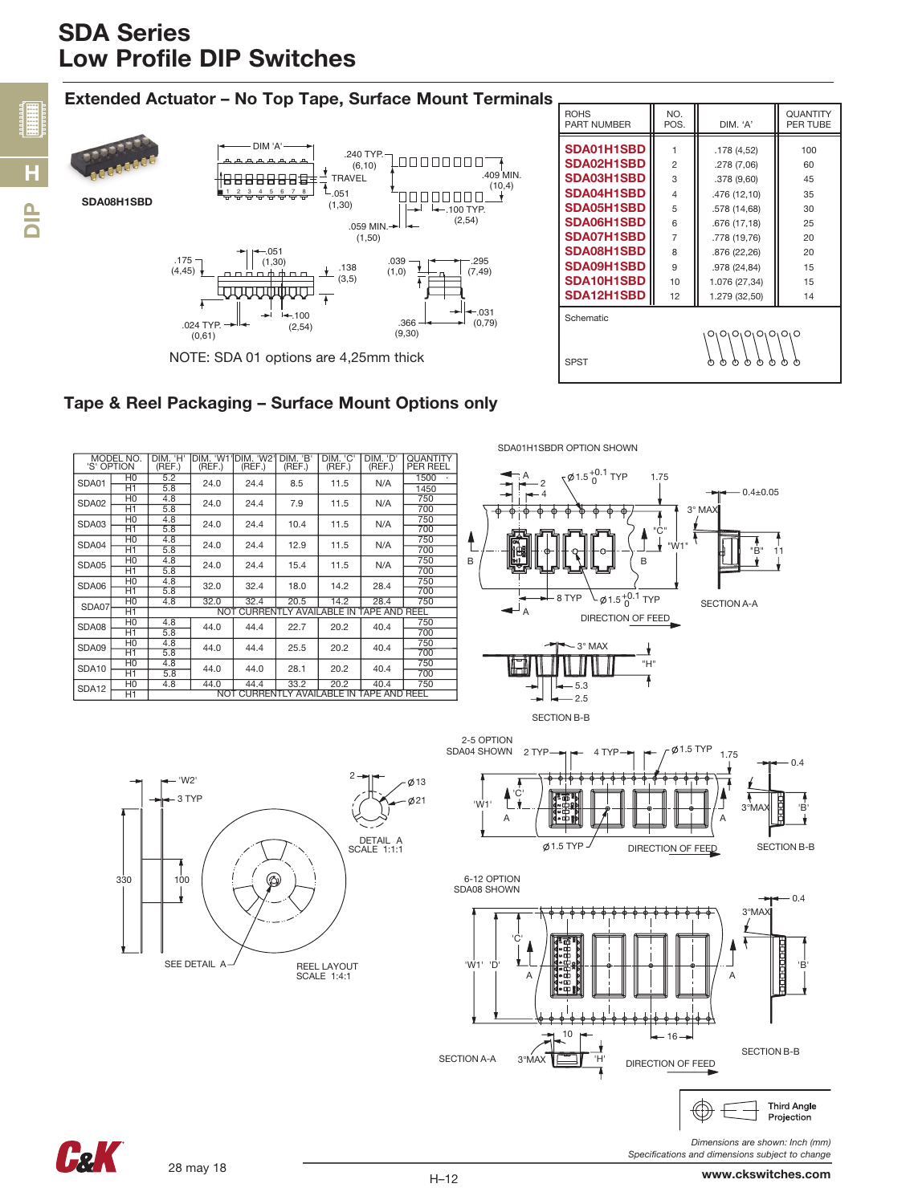# SDA Series
# Low Profile DIP Switches

## Extended Actuator – No Top Tape, Surface Mount Terminals

SDA08H1SBD

DIM 'A'
.240 TYP. (6,10) TRAVEL
.409 MIN. (10,4)
.051 (1,30)
.100 TYP. (2,54)
.059 MIN. (1,50)
.175 (4,45)
.051 (1,30)
.138 (3,5)
.039 (1,0)
.295 (7,49)
.024 TYP. (0,61)
.100 (2,54)
.366 (9,30)
.031 (0,79)

NOTE: SDA 01 options are 4,25mm thick

| ROHS PART NUMBER | NO. POS. | DIM. 'A' | QUANTITY PER TUBE |
|---|---|---|---|
| SDA01H1SBD | 1 | .178 (4,52) | 100 |
| SDA02H1SBD | 2 | .278 (7,06) | 60 |
| SDA03H1SBD | 3 | .378 (9,60) | 45 |
| SDA04H1SBD | 4 | .476 (12,10) | 35 |
| SDA05H1SBD | 5 | .578 (14,68) | 30 |
| SDA06H1SBD | 6 | .676 (17,18) | 25 |
| SDA07H1SBD | 7 | .778 (19,76) | 20 |
| SDA08H1SBD | 8 | .876 (22,26) | 20 |
| SDA09H1SBD | 9 | .978 (24,84) | 15 |
| SDA10H1SBD | 10 | 1.076 (27,34) | 15 |
| SDA12H1SBD | 12 | 1.279 (32,50) | 14 |

Schematic

SPST

## Tape & Reel Packaging – Surface Mount Options only

| MODEL NO. | 'S' OPTION | DIM. 'H' (REF.) | DIM. 'W1' (REF.) | DIM. 'W2' (REF.) | DIM. 'B' (REF.) | DIM. 'C' (REF.) | DIM. 'D' (REF.) | QUANTITY PER REEL |
|---|---|---|---|---|---|---|---|---|
| SDA01 | H0 | 5.2 | 24.0 | 24.4 | 8.5 | 11.5 | N/A | 1500 |
| | H1 | 5.8 | | | | | | 1450 |
| SDA02 | H0 | 4.8 | 24.0 | 24.4 | 7.9 | 11.5 | N/A | 750 |
| | H1 | 5.8 | | | | | | 700 |
| SDA03 | H0 | 4.8 | 24.0 | 24.4 | 10.4 | 11.5 | N/A | 750 |
| | H1 | 5.8 | | | | | | 700 |
| SDA04 | H0 | 4.8 | 24.0 | 24.4 | 12.9 | 11.5 | N/A | 750 |
| | H1 | 5.8 | | | | | | 700 |
| SDA05 | H0 | 4.8 | 24.0 | 24.4 | 15.4 | 11.5 | N/A | 750 |
| | H1 | 5.8 | | | | | | 700 |
| SDA06 | H0 | 4.8 | 32.0 | 32.4 | 18.0 | 14.2 | 28.4 | 750 |
| | H1 | 5.8 | | | | | | 700 |
| SDA07 | H0 | 4.8 | 32.0 | 32.4 | 20.5 | 14.2 | 28.4 | 750 |
| | H1 | NOT CURRENTLY AVAILABLE IN TAPE AND REEL | | | | | | |
| SDA08 | H0 | 4.8 | 44.0 | 44.4 | 22.7 | 20.2 | 40.4 | 750 |
| | H1 | 5.8 | | | | | | 700 |
| SDA09 | H0 | 4.8 | 44.0 | 44.4 | 25.5 | 20.2 | 40.4 | 750 |
| | H1 | 5.8 | | | | | | 700 |
| SDA10 | H0 | 4.8 | 44.0 | 44.0 | 28.1 | 20.2 | 40.4 | 750 |
| | H1 | 5.8 | | | | | | 700 |
| SDA12 | H0 | 4.8 | 44.0 | 44.4 | 33.2 | 20.2 | 40.4 | 750 |
| | H1 | NOT CURRENTLY AVAILABLE IN TAPE AND REEL | | | | | | |

SDA01H1SBDR OPTION SHOWN

A 2 4 $Ø1.5^{+0.1}_{0}$ TYP 1.75
0.4±0.05
3° MAX
"C" "W1" "B" 11
B B
8 TYP $Ø1.5^{+0.1}_{0}$ TYP
A
DIRECTION OF FEED
SECTION A-A
3° MAX
"H"
5.3
2.5
SECTION B-B

'W2'
3 TYP
2 Ø13 Ø21
DETAIL A SCALE 1:1:1
330 100
SEE DETAIL A
REEL LAYOUT SCALE 1:4:1

2-5 OPTION
SDA04 SHOWN
2 TYP 4 TYP Ø1.5 TYP 1.75
0.4
'W1' 'C' A A 3°MAX 'B'
Ø1.5 TYP DIRECTION OF FEED SECTION B-B

6-12 OPTION
SDA08 SHOWN
0.4
3°MAX
'C'
'W1' 'D' A A 'B'
10 16
SECTION A-A 3°MAX 'H' DIRECTION OF FEED SECTION B-B

Third Angle Projection

*Dimensions are shown: Inch (mm)*
*Specifications and dimensions subject to change*

28 may 18

www.ckswitches.com